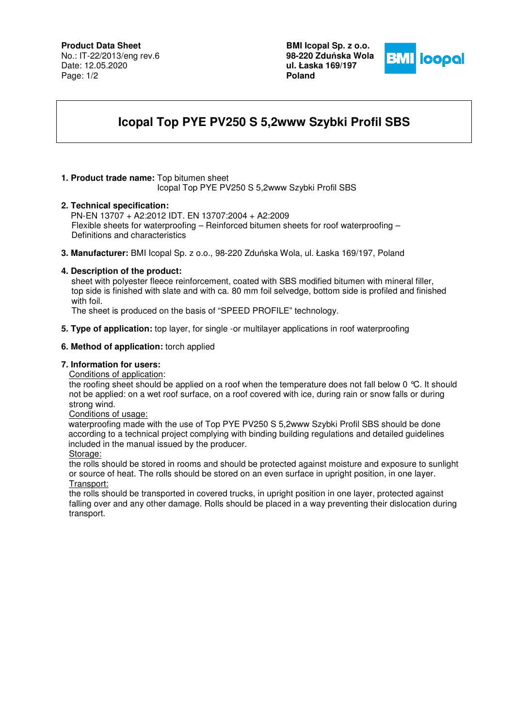**Product Data Sheet**
No.: IT-22/2013/eng rev.6
Date: 12.05.2020

**BMI Icopal Sp. z o.o.**
**98-220 Zduńska Wola**
**ul. Łaska 169/197**
**Poland**

# Icopal Top PYE PV250 S 5,2www Szybki Profil SBS

1. **Product trade name:** Top bitumen sheet
   Icopal Top PYE PV250 S 5,2www Szybki Profil SBS

2. **Technical specification:**
   PN-EN 13707 + A2:2012 IDT. EN 13707:2004 + A2:2009
   Flexible sheets for waterproofing – Reinforced bitumen sheets for roof waterproofing – Definitions and characteristics

3. **Manufacturer:** BMI Icopal Sp. z o.o., 98-220 Zduńska Wola, ul. Łaska 169/197, Poland

4. **Description of the product:**
   sheet with polyester fleece reinforcement, coated with SBS modified bitumen with mineral filler, top side is finished with slate and with ca. 80 mm foil selvedge, bottom side is profiled and finished with foil.
   The sheet is produced on the basis of "SPEED PROFILE" technology.

5. **Type of application:** top layer, for single -or multilayer applications in roof waterproofing

6. **Method of application:** torch applied

7. **Information for users:**
   Conditions of application:
   the roofing sheet should be applied on a roof when the temperature does not fall below 0 ℃. It should not be applied: on a wet roof surface, on a roof covered with ice, during rain or snow falls or during strong wind.
   Conditions of usage:
   waterproofing made with the use of Top PYE PV250 S 5,2www Szybki Profil SBS should be done according to a technical project complying with binding building regulations and detailed guidelines included in the manual issued by the producer.
   Storage:
   the rolls should be stored in rooms and should be protected against moisture and exposure to sunlight or source of heat. The rolls should be stored on an even surface in upright position, in one layer.
   Transport:
   the rolls should be transported in covered trucks, in upright position in one layer, protected against falling over and any other damage. Rolls should be placed in a way preventing their dislocation during transport.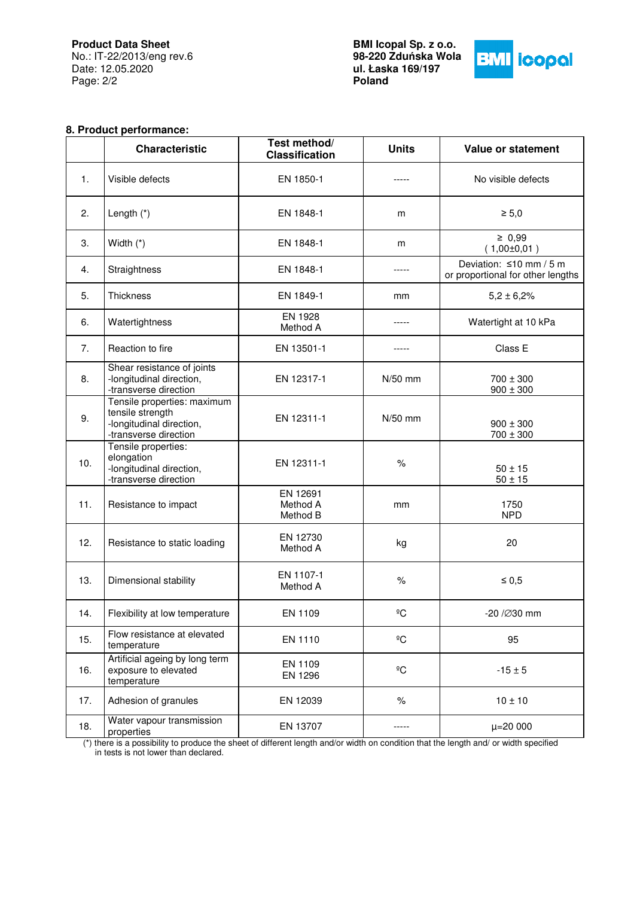## 8. Product performance:

| | Characteristic | Test method/ Classification | Units | Value or statement |
|---|---|---|---|---|
| 1. | Visible defects | EN 1850-1 | ----- | No visible defects |
| 2. | Length (*) | EN 1848-1 | m | ≥ 5,0 |
| 3. | Width (*) | EN 1848-1 | m | ≥ 0,99 ( 1,00±0,01 ) |
| 4. | Straightness | EN 1848-1 | ----- | Deviation: ≤10 mm / 5 m or proportional for other lengths |
| 5. | Thickness | EN 1849-1 | mm | 5,2 ± 6,2% |
| 6. | Watertightness | EN 1928 Method A | ----- | Watertight at 10 kPa |
| 7. | Reaction to fire | EN 13501-1 | ----- | Class E |
| 8. | Shear resistance of joints -longitudinal direction, -transverse direction | EN 12317-1 | N/50 mm | 700 ± 300<br>900 ± 300 |
| 9. | Tensile properties: maximum tensile strength -longitudinal direction, -transverse direction | EN 12311-1 | N/50 mm | 900 ± 300<br>700 ± 300 |
| 10. | Tensile properties: elongation -longitudinal direction, -transverse direction | EN 12311-1 | % | 50 ± 15<br>50 ± 15 |
| 11. | Resistance to impact | EN 12691 Method A Method B | mm | 1750<br>NPD |
| 12. | Resistance to static loading | EN 12730 Method A | kg | 20 |
| 13. | Dimensional stability | EN 1107-1 Method A | % | ≤ 0,5 |
| 14. | Flexibility at low temperature | EN 1109 | ºC | -20 /∅30 mm |
| 15. | Flow resistance at elevated temperature | EN 1110 | ºC | 95 |
| 16. | Artificial ageing by long term exposure to elevated temperature | EN 1109 EN 1296 | ºC | -15 ± 5 |
| 17. | Adhesion of granules | EN 12039 | % | 10 ± 10 |
| 18. | Water vapour transmission properties | EN 13707 | ----- | μ=20 000 |

(*) there is a possibility to produce the sheet of different length and/or width on condition that the length and/ or width specified in tests is not lower than declared.